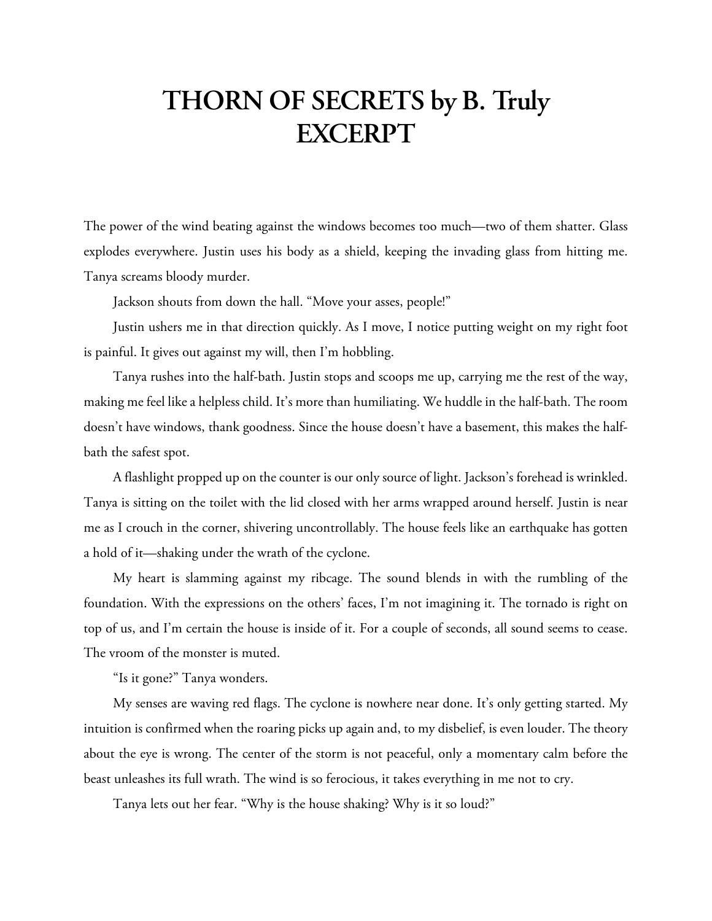# THORN OF SECRETS by B. Truly EXCERPT

The power of the wind beating against the windows becomes too much—two of them shatter. Glass explodes everywhere. Justin uses his body as a shield, keeping the invading glass from hitting me. Tanya screams bloody murder.

Jackson shouts from down the hall. "Move your asses, people!"

Justin ushers me in that direction quickly. As I move, I notice putting weight on my right foot is painful. It gives out against my will, then I'm hobbling.

Tanya rushes into the half-bath. Justin stops and scoops me up, carrying me the rest of the way, making me feel like a helpless child. It's more than humiliating. We huddle in the half-bath. The room doesn't have windows, thank goodness. Since the house doesn't have a basement, this makes the half-bath the safest spot.

A flashlight propped up on the counter is our only source of light. Jackson's forehead is wrinkled. Tanya is sitting on the toilet with the lid closed with her arms wrapped around herself. Justin is near me as I crouch in the corner, shivering uncontrollably. The house feels like an earthquake has gotten a hold of it—shaking under the wrath of the cyclone.

My heart is slamming against my ribcage. The sound blends in with the rumbling of the foundation. With the expressions on the others' faces, I'm not imagining it. The tornado is right on top of us, and I'm certain the house is inside of it. For a couple of seconds, all sound seems to cease. The vroom of the monster is muted.

"Is it gone?" Tanya wonders.

My senses are waving red flags. The cyclone is nowhere near done. It's only getting started. My intuition is confirmed when the roaring picks up again and, to my disbelief, is even louder. The theory about the eye is wrong. The center of the storm is not peaceful, only a momentary calm before the beast unleashes its full wrath. The wind is so ferocious, it takes everything in me not to cry.

Tanya lets out her fear. "Why is the house shaking? Why is it so loud?"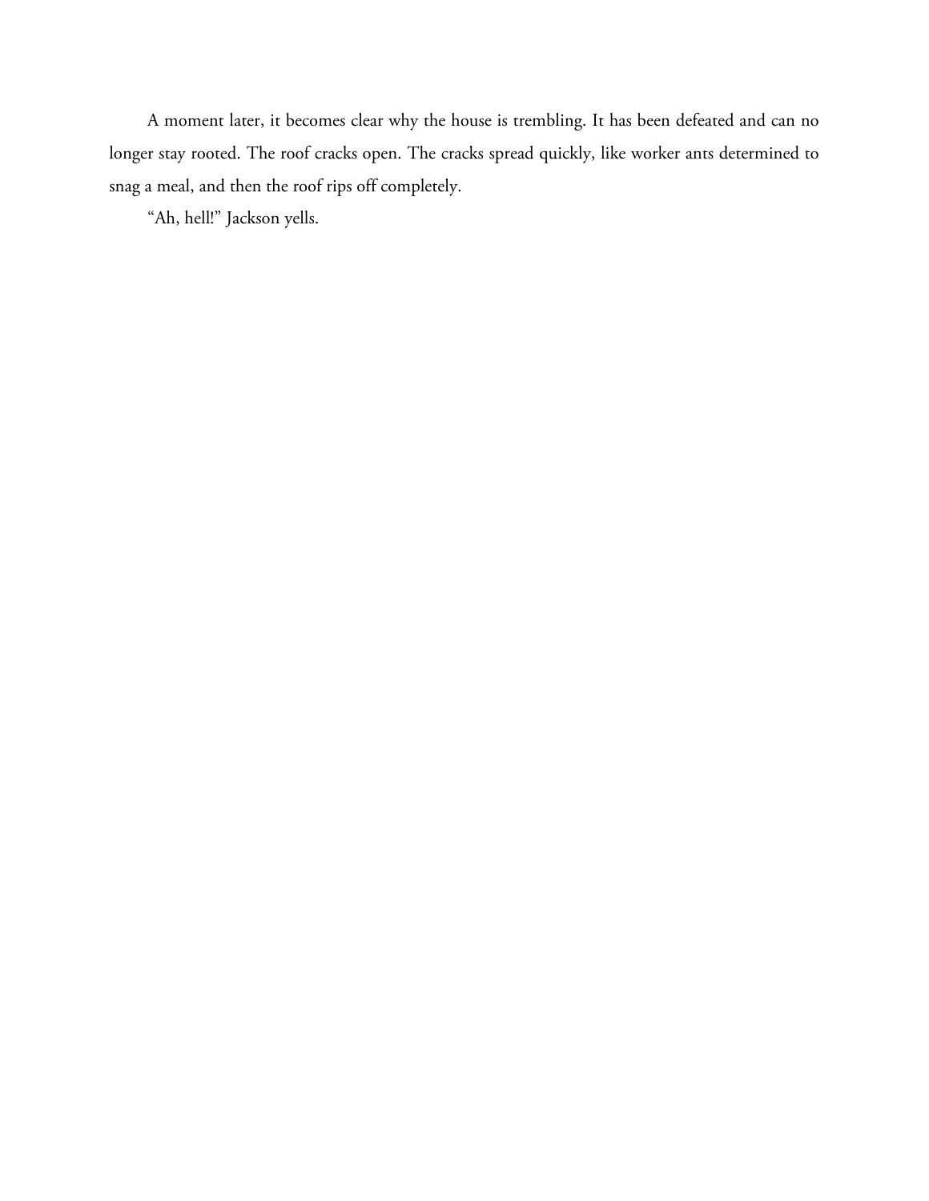A moment later, it becomes clear why the house is trembling. It has been defeated and can no longer stay rooted. The roof cracks open. The cracks spread quickly, like worker ants determined to snag a meal, and then the roof rips off completely.

"Ah, hell!" Jackson yells.